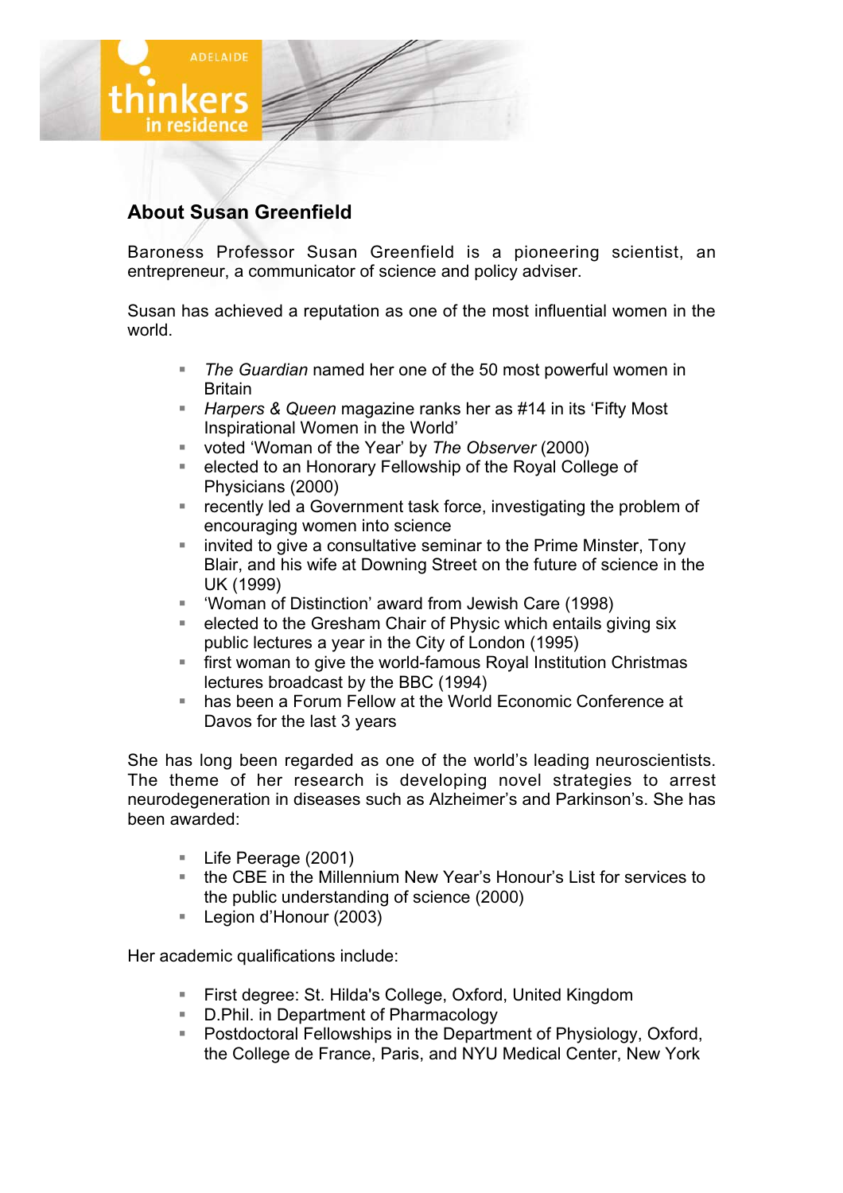## About Susan Greenfield

Baroness Professor Susan Greenfield is a pioneering scientist, an entrepreneur, a communicator of science and policy adviser.

Susan has achieved a reputation as one of the most influential women in the world.

- *The Guardian* named her one of the 50 most powerful women in Britain
- *Harpers & Queen* magazine ranks her as #14 in its 'Fifty Most Inspirational Women in the World'
- voted 'Woman of the Year' by *The Observer* (2000)
- elected to an Honorary Fellowship of the Royal College of Physicians (2000)
- recently led a Government task force, investigating the problem of encouraging women into science
- invited to give a consultative seminar to the Prime Minster, Tony Blair, and his wife at Downing Street on the future of science in the UK (1999)
- 'Woman of Distinction' award from Jewish Care (1998)
- elected to the Gresham Chair of Physic which entails giving six public lectures a year in the City of London (1995)
- first woman to give the world-famous Royal Institution Christmas lectures broadcast by the BBC (1994)
- has been a Forum Fellow at the World Economic Conference at Davos for the last 3 years

She has long been regarded as one of the world's leading neuroscientists. The theme of her research is developing novel strategies to arrest neurodegeneration in diseases such as Alzheimer's and Parkinson's. She has been awarded:

- Life Peerage (2001)
- the CBE in the Millennium New Year's Honour's List for services to the public understanding of science (2000)
- Legion d'Honour (2003)

Her academic qualifications include:

- First degree: St. Hilda's College, Oxford, United Kingdom
- D.Phil. in Department of Pharmacology
- Postdoctoral Fellowships in the Department of Physiology, Oxford, the College de France, Paris, and NYU Medical Center, New York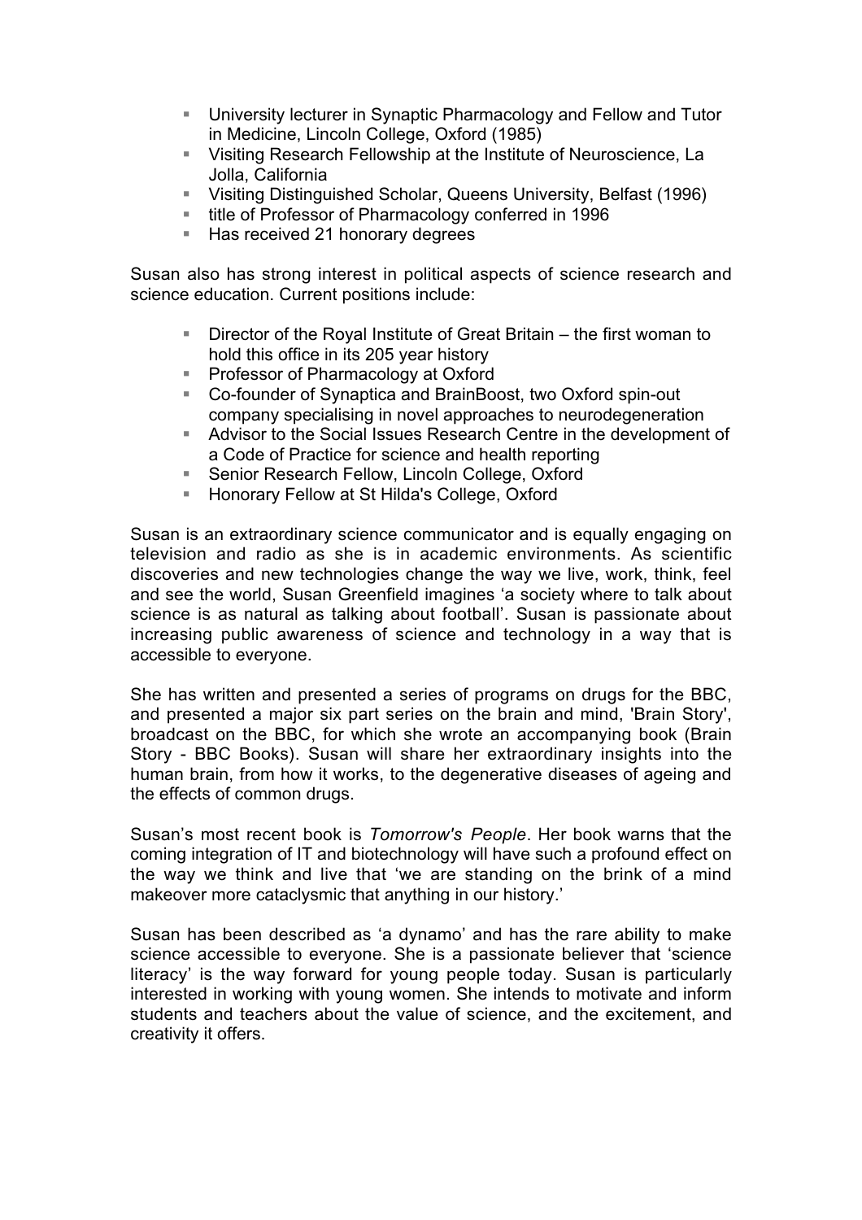- University lecturer in Synaptic Pharmacology and Fellow and Tutor in Medicine, Lincoln College, Oxford (1985)
- Visiting Research Fellowship at the Institute of Neuroscience, La Jolla, California
- Visiting Distinguished Scholar, Queens University, Belfast (1996)
- title of Professor of Pharmacology conferred in 1996
- Has received 21 honorary degrees

Susan also has strong interest in political aspects of science research and science education. Current positions include:

- Director of the Royal Institute of Great Britain – the first woman to hold this office in its 205 year history
- Professor of Pharmacology at Oxford
- Co-founder of Synaptica and BrainBoost, two Oxford spin-out company specialising in novel approaches to neurodegeneration
- Advisor to the Social Issues Research Centre in the development of a Code of Practice for science and health reporting
- Senior Research Fellow, Lincoln College, Oxford
- Honorary Fellow at St Hilda's College, Oxford

Susan is an extraordinary science communicator and is equally engaging on television and radio as she is in academic environments. As scientific discoveries and new technologies change the way we live, work, think, feel and see the world, Susan Greenfield imagines 'a society where to talk about science is as natural as talking about football'. Susan is passionate about increasing public awareness of science and technology in a way that is accessible to everyone.

She has written and presented a series of programs on drugs for the BBC, and presented a major six part series on the brain and mind, 'Brain Story', broadcast on the BBC, for which she wrote an accompanying book (Brain Story - BBC Books). Susan will share her extraordinary insights into the human brain, from how it works, to the degenerative diseases of ageing and the effects of common drugs.

Susan's most recent book is *Tomorrow's People*. Her book warns that the coming integration of IT and biotechnology will have such a profound effect on the way we think and live that 'we are standing on the brink of a mind makeover more cataclysmic that anything in our history.'

Susan has been described as 'a dynamo' and has the rare ability to make science accessible to everyone. She is a passionate believer that 'science literacy' is the way forward for young people today. Susan is particularly interested in working with young women. She intends to motivate and inform students and teachers about the value of science, and the excitement, and creativity it offers.